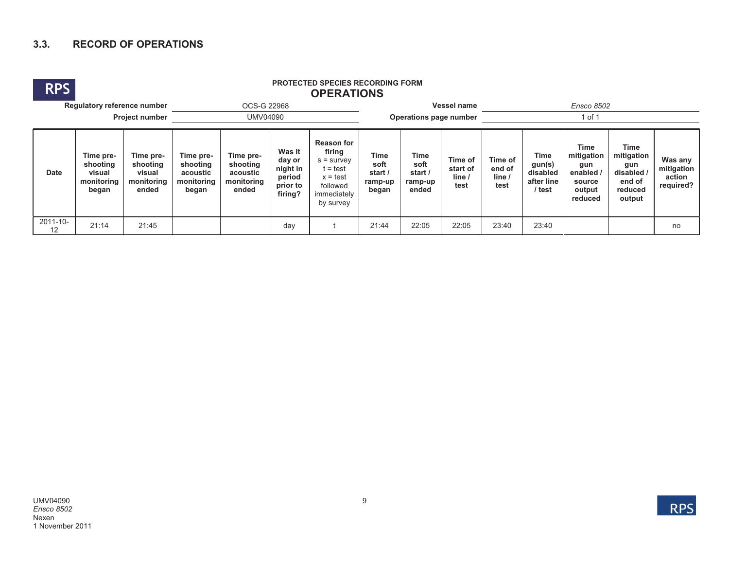## 3.3. RECORD OF OPERATIONS

**PROTECTED SPECIES RECORDING FORM**

### OPERATIONS

**Regulatory reference number** OCS-G 22968 **Vessel name** *Ensco 8502*

**Project number** UMV04090 **Operations page number** 1 of 1

| Date | Time pre-shooting visual monitoring began | Time pre-shooting visual monitoring ended | Time pre-shooting acoustic monitoring began | Time pre-shooting acoustic monitoring ended | Was it day or night in period prior to firing? | Reason for firing s = survey t = test x = test followed immediately by survey | Time soft start / ramp-up began | Time soft start / ramp-up ended | Time of start of line / test | Time of end of line / test | Time gun(s) disabled after line / test | Time mitigation gun enabled / source output reduced | Time mitigation gun disabled / end of reduced output | Was any mitigation action required? |
|---|---|---|---|---|---|---|---|---|---|---|---|---|---|---|
| 2011-10-12 | 21:14 | 21:45 | | | day | t | 21:44 | 22:05 | 22:05 | 23:40 | 23:40 | | | no |

UMV04090
*Ensco 8502*
Nexen
1 November 2011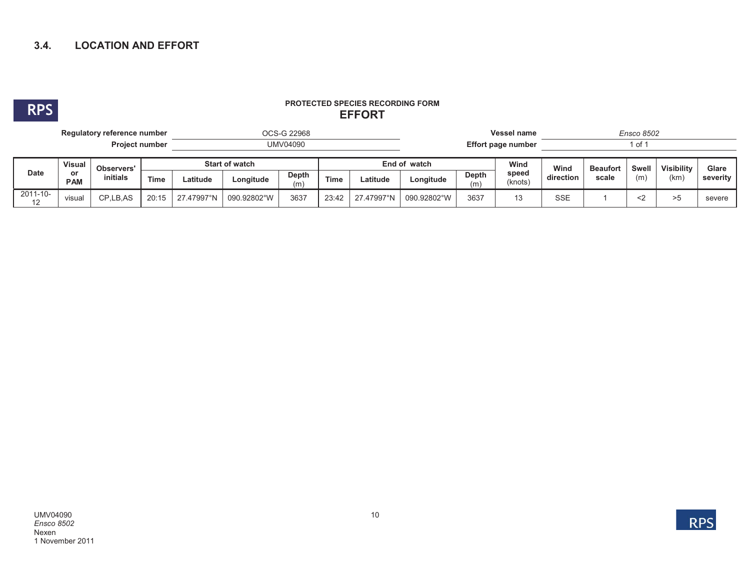### 3.4. LOCATION AND EFFORT

RPS

**PROTECTED SPECIES RECORDING FORM**
**EFFORT**

**Regulatory reference number** OCS-G 22968
**Project number** UMV04090
**Vessel name** *Ensco 8502*
**Effort page number** 1 of 1

| Date | Visual or PAM | Observers' initials | Start of watch | | | | End of watch | | | | Wind speed (knots) | Wind direction | Beaufort scale | Swell (m) | Visibility (km) | Glare severity |
|---|---|---|---|---|---|---|---|---|---|---|---|---|---|---|---|---|
| | | | Time | Latitude | Longitude | Depth (m) | Time | Latitude | Longitude | Depth (m) | | | | | | |
| 2011-10-12 | visual | CP,LB,AS | 20:15 | 27.47997°N | 090.92802°W | 3637 | 23:42 | 27.47997°N | 090.92802°W | 3637 | 13 | SSE | 1 | <2 | >5 | severe |